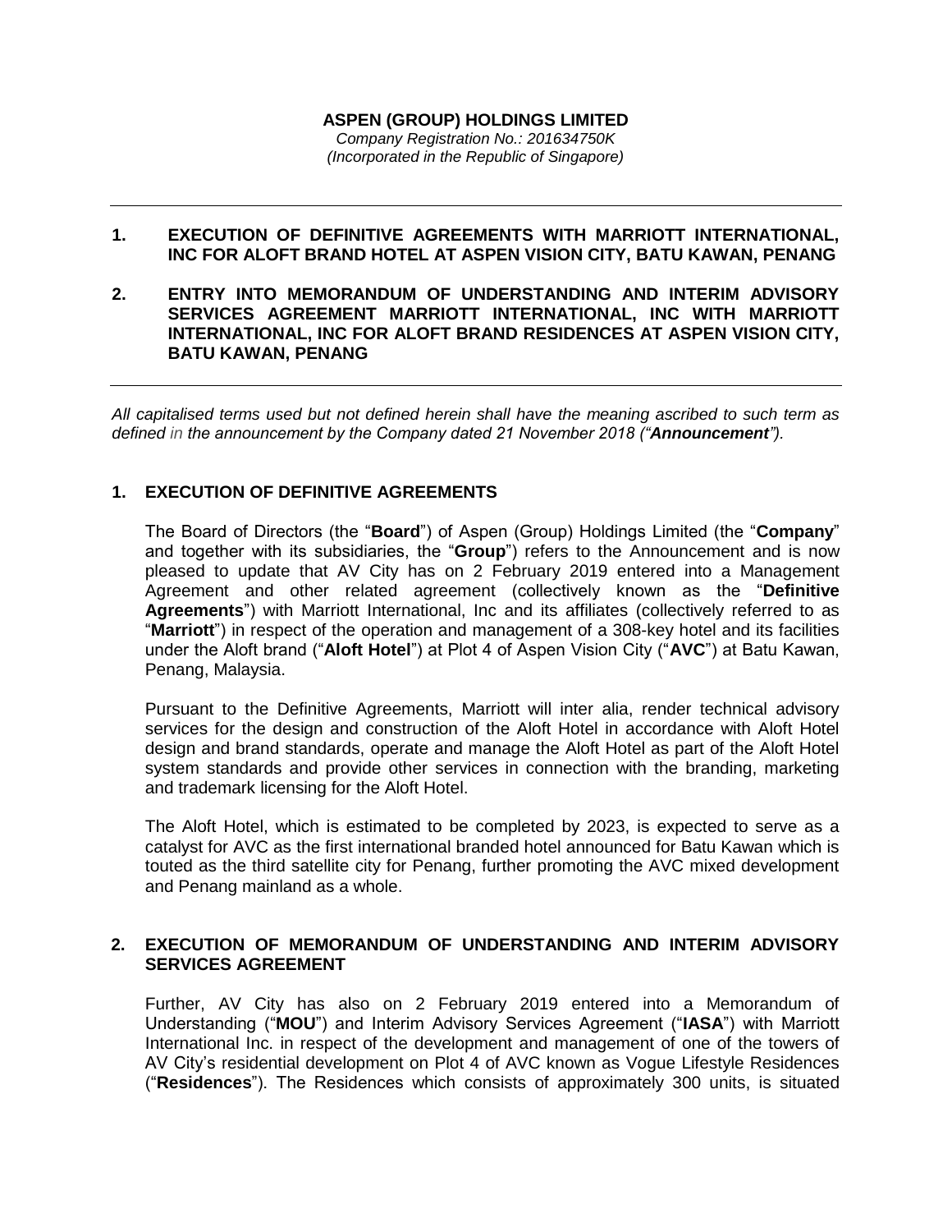**ASPEN (GROUP) HOLDINGS LIMITED**

*Company Registration No.: 201634750K*
*(Incorporated in the Republic of Singapore)*

---

**1. EXECUTION OF DEFINITIVE AGREEMENTS WITH MARRIOTT INTERNATIONAL, INC FOR ALOFT BRAND HOTEL AT ASPEN VISION CITY, BATU KAWAN, PENANG**

**2. ENTRY INTO MEMORANDUM OF UNDERSTANDING AND INTERIM ADVISORY SERVICES AGREEMENT MARRIOTT INTERNATIONAL, INC WITH MARRIOTT INTERNATIONAL, INC FOR ALOFT BRAND RESIDENCES AT ASPEN VISION CITY, BATU KAWAN, PENANG**

---

*All capitalised terms used but not defined herein shall have the meaning ascribed to such term as defined in the announcement by the Company dated 21 November 2018 ("**Announcement**").*

## 1. EXECUTION OF DEFINITIVE AGREEMENTS

The Board of Directors (the "**Board**") of Aspen (Group) Holdings Limited (the "**Company**" and together with its subsidiaries, the "**Group**") refers to the Announcement and is now pleased to update that AV City has on 2 February 2019 entered into a Management Agreement and other related agreement (collectively known as the "**Definitive Agreements**") with Marriott International, Inc and its affiliates (collectively referred to as "**Marriott**") in respect of the operation and management of a 308-key hotel and its facilities under the Aloft brand ("**Aloft Hotel**") at Plot 4 of Aspen Vision City ("**AVC**") at Batu Kawan, Penang, Malaysia.

Pursuant to the Definitive Agreements, Marriott will inter alia, render technical advisory services for the design and construction of the Aloft Hotel in accordance with Aloft Hotel design and brand standards, operate and manage the Aloft Hotel as part of the Aloft Hotel system standards and provide other services in connection with the branding, marketing and trademark licensing for the Aloft Hotel.

The Aloft Hotel, which is estimated to be completed by 2023, is expected to serve as a catalyst for AVC as the first international branded hotel announced for Batu Kawan which is touted as the third satellite city for Penang, further promoting the AVC mixed development and Penang mainland as a whole.

## 2. EXECUTION OF MEMORANDUM OF UNDERSTANDING AND INTERIM ADVISORY SERVICES AGREEMENT

Further, AV City has also on 2 February 2019 entered into a Memorandum of Understanding ("**MOU**") and Interim Advisory Services Agreement ("**IASA**") with Marriott International Inc. in respect of the development and management of one of the towers of AV City's residential development on Plot 4 of AVC known as Vogue Lifestyle Residences ("**Residences**"). The Residences which consists of approximately 300 units, is situated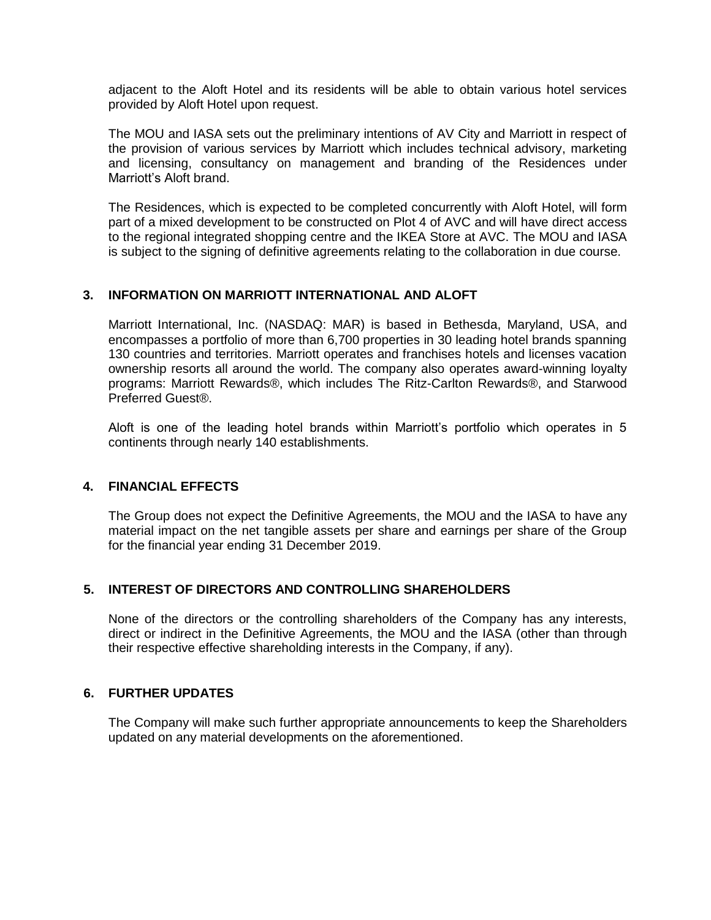adjacent to the Aloft Hotel and its residents will be able to obtain various hotel services provided by Aloft Hotel upon request.

The MOU and IASA sets out the preliminary intentions of AV City and Marriott in respect of the provision of various services by Marriott which includes technical advisory, marketing and licensing, consultancy on management and branding of the Residences under Marriott's Aloft brand.

The Residences, which is expected to be completed concurrently with Aloft Hotel, will form part of a mixed development to be constructed on Plot 4 of AVC and will have direct access to the regional integrated shopping centre and the IKEA Store at AVC. The MOU and IASA is subject to the signing of definitive agreements relating to the collaboration in due course.

## 3. INFORMATION ON MARRIOTT INTERNATIONAL AND ALOFT

Marriott International, Inc. (NASDAQ: MAR) is based in Bethesda, Maryland, USA, and encompasses a portfolio of more than 6,700 properties in 30 leading hotel brands spanning 130 countries and territories. Marriott operates and franchises hotels and licenses vacation ownership resorts all around the world. The company also operates award-winning loyalty programs: Marriott Rewards®, which includes The Ritz-Carlton Rewards®, and Starwood Preferred Guest®.

Aloft is one of the leading hotel brands within Marriott's portfolio which operates in 5 continents through nearly 140 establishments.

## 4. FINANCIAL EFFECTS

The Group does not expect the Definitive Agreements, the MOU and the IASA to have any material impact on the net tangible assets per share and earnings per share of the Group for the financial year ending 31 December 2019.

## 5. INTEREST OF DIRECTORS AND CONTROLLING SHAREHOLDERS

None of the directors or the controlling shareholders of the Company has any interests, direct or indirect in the Definitive Agreements, the MOU and the IASA (other than through their respective effective shareholding interests in the Company, if any).

## 6. FURTHER UPDATES

The Company will make such further appropriate announcements to keep the Shareholders updated on any material developments on the aforementioned.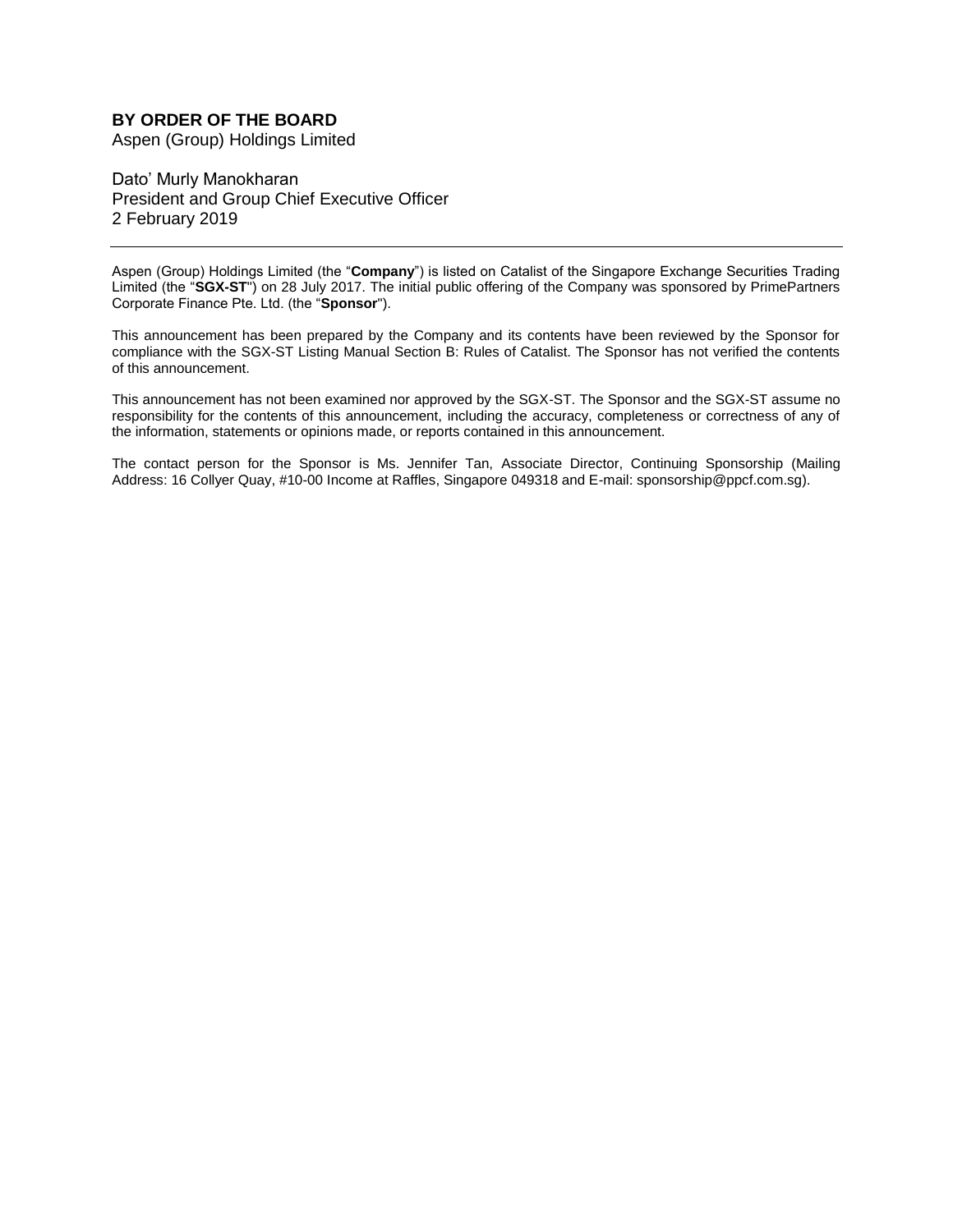**BY ORDER OF THE BOARD**
Aspen (Group) Holdings Limited

Dato' Murly Manokharan
President and Group Chief Executive Officer
2 February 2019

---

Aspen (Group) Holdings Limited (the "**Company**") is listed on Catalist of the Singapore Exchange Securities Trading Limited (the "**SGX-ST**") on 28 July 2017. The initial public offering of the Company was sponsored by PrimePartners Corporate Finance Pte. Ltd. (the "**Sponsor**").

This announcement has been prepared by the Company and its contents have been reviewed by the Sponsor for compliance with the SGX-ST Listing Manual Section B: Rules of Catalist. The Sponsor has not verified the contents of this announcement.

This announcement has not been examined nor approved by the SGX-ST. The Sponsor and the SGX-ST assume no responsibility for the contents of this announcement, including the accuracy, completeness or correctness of any of the information, statements or opinions made, or reports contained in this announcement.

The contact person for the Sponsor is Ms. Jennifer Tan, Associate Director, Continuing Sponsorship (Mailing Address: 16 Collyer Quay, #10-00 Income at Raffles, Singapore 049318 and E-mail: sponsorship@ppcf.com.sg).